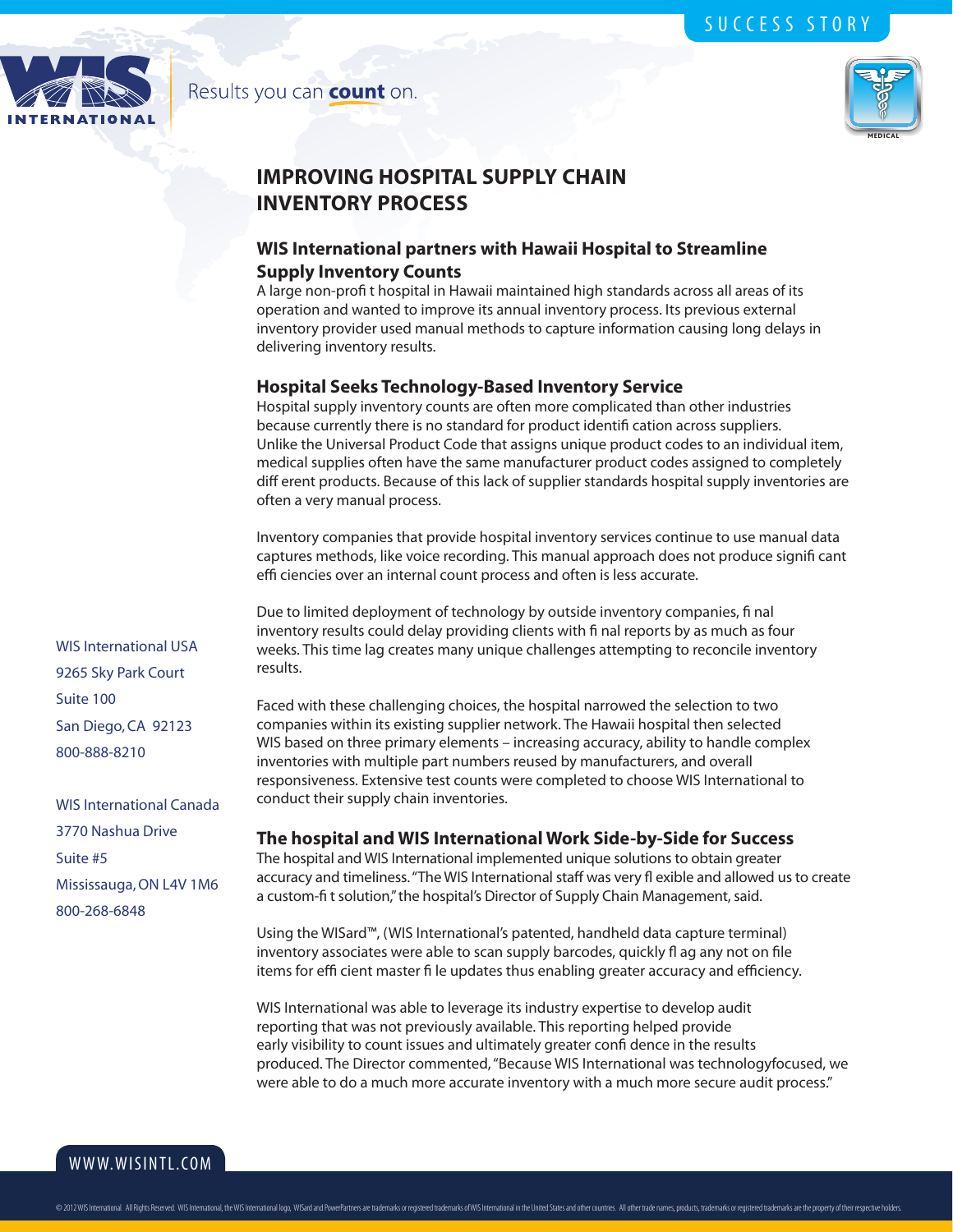SUCCESS STORY

Results you can **count** on.

# IMPROVING HOSPITAL SUPPLY CHAIN INVENTORY PROCESS

## WIS International partners with Hawaii Hospital to Streamline Supply Inventory Counts

A large non-profit hospital in Hawaii maintained high standards across all areas of its operation and wanted to improve its annual inventory process. Its previous external inventory provider used manual methods to capture information causing long delays in delivering inventory results.

## Hospital Seeks Technology-Based Inventory Service

Hospital supply inventory counts are often more complicated than other industries because currently there is no standard for product identification across suppliers. Unlike the Universal Product Code that assigns unique product codes to an individual item, medical supplies often have the same manufacturer product codes assigned to completely different products. Because of this lack of supplier standards hospital supply inventories are often a very manual process.

Inventory companies that provide hospital inventory services continue to use manual data captures methods, like voice recording. This manual approach does not produce significant efficiencies over an internal count process and often is less accurate.

Due to limited deployment of technology by outside inventory companies, final inventory results could delay providing clients with final reports by as much as four weeks. This time lag creates many unique challenges attempting to reconcile inventory results.

Faced with these challenging choices, the hospital narrowed the selection to two companies within its existing supplier network. The Hawaii hospital then selected WIS based on three primary elements – increasing accuracy, ability to handle complex inventories with multiple part numbers reused by manufacturers, and overall responsiveness. Extensive test counts were completed to choose WIS International to conduct their supply chain inventories.

## The hospital and WIS International Work Side-by-Side for Success

The hospital and WIS International implemented unique solutions to obtain greater accuracy and timeliness. "The WIS International staff was very flexible and allowed us to create a custom-fit solution," the hospital's Director of Supply Chain Management, said.

Using the WISard™, (WIS International's patented, handheld data capture terminal) inventory associates were able to scan supply barcodes, quickly flag any not on file items for efficient master file updates thus enabling greater accuracy and efficiency.

WIS International was able to leverage its industry expertise to develop audit reporting that was not previously available. This reporting helped provide early visibility to count issues and ultimately greater confidence in the results produced. The Director commented, "Because WIS International was technologyfocused, we were able to do a much more accurate inventory with a much more secure audit process."

WIS International USA
9265 Sky Park Court
Suite 100
San Diego, CA 92123
800-888-8210

WIS International Canada
3770 Nashua Drive
Suite #5
Mississauga, ON L4V 1M6
800-268-6848

WWW.WISINTL.COM

© 2012 WIS International. All Rights Reserved. WIS International, the WIS International logo, WISard and PowerPartners are trademarks or registered trademarks of WIS International in the United States and other countries. All other trade names, products, trademarks or registered trademarks are the property of their respective holders.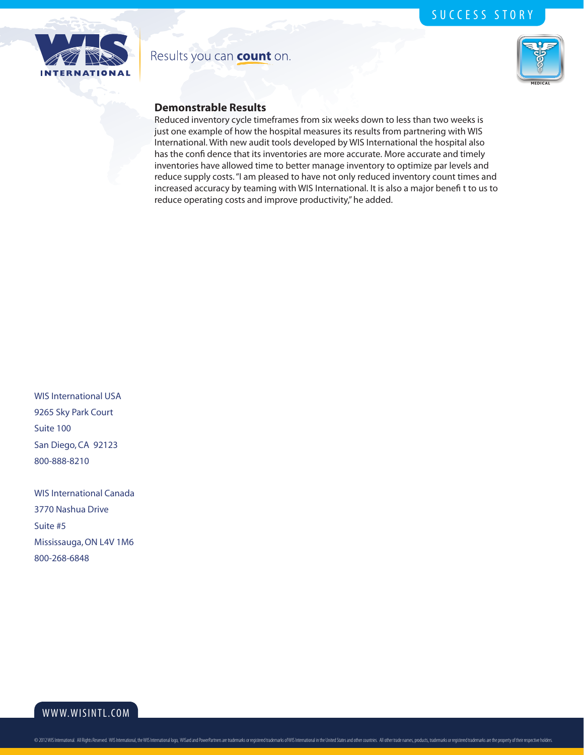## Demonstrable Results

Reduced inventory cycle timeframes from six weeks down to less than two weeks is just one example of how the hospital measures its results from partnering with WIS International. With new audit tools developed by WIS International the hospital also has the confidence that its inventories are more accurate. More accurate and timely inventories have allowed time to better manage inventory to optimize par levels and reduce supply costs. "I am pleased to have not only reduced inventory count times and increased accuracy by teaming with WIS International. It is also a major benefit to us to reduce operating costs and improve productivity," he added.

WIS International USA
9265 Sky Park Court
Suite 100
San Diego, CA 92123
800-888-8210

WIS International Canada
3770 Nashua Drive
Suite #5
Mississauga, ON L4V 1M6
800-268-6848

WWW.WISINTL.COM

© 2012 WIS International. All Rights Reserved. WIS International, the WIS International logo, WISard and PowerPartners are trademarks or registered trademarks of WIS International in the United States and other countries. All other trade names, products, trademarks or registered trademarks are the property of their respective holders.